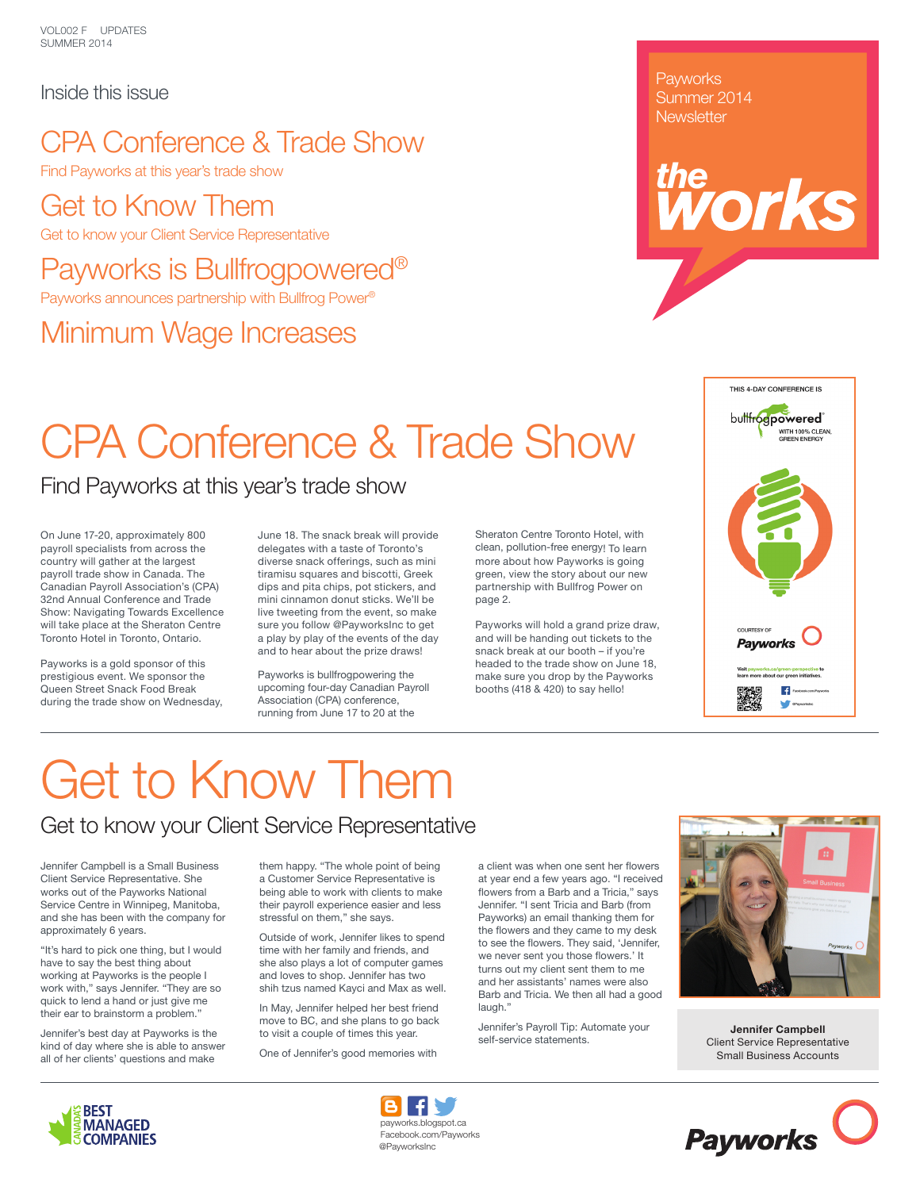VOL002 F UPDATES
SUMMER 2014

Payworks
Summer 2014
Newsletter

**the works**

## Inside this issue

**CPA Conference & Trade Show**
Find Payworks at this year's trade show

**Get to Know Them**
Get to know your Client Service Representative

**Payworks is Bullfrogpowered®**
Payworks announces partnership with Bullfrog Power®

**Minimum Wage Increases**

# CPA Conference & Trade Show

## Find Payworks at this year's trade show

On June 17-20, approximately 800 payroll specialists from across the country will gather at the largest payroll trade show in Canada. The Canadian Payroll Association's (CPA) 32nd Annual Conference and Trade Show: Navigating Towards Excellence will take place at the Sheraton Centre Toronto Hotel in Toronto, Ontario.

Payworks is a gold sponsor of this prestigious event. We sponsor the Queen Street Snack Food Break during the trade show on Wednesday, June 18. The snack break will provide delegates with a taste of Toronto's diverse snack offerings, such as mini tiramisu squares and biscotti, Greek dips and pita chips, pot stickers, and mini cinnamon donut sticks. We'll be live tweeting from the event, so make sure you follow @PayworksInc to get a play by play of the events of the day and to hear about the prize draws!

Payworks is bullfrogpowering the upcoming four-day Canadian Payroll Association (CPA) conference, running from June 17 to 20 at the Sheraton Centre Toronto Hotel, with clean, pollution-free energy! To learn more about how Payworks is going green, view the story about our new partnership with Bullfrog Power on page 2.

Payworks will hold a grand prize draw, and will be handing out tickets to the snack break at our booth – if you're headed to the trade show on June 18, make sure you drop by the Payworks booths (418 & 420) to say hello!

THIS 4-DAY CONFERENCE IS bullfrogpowered® WITH 100% CLEAN, GREEN ENERGY

COURTESY OF Payworks

Visit payworks.ca/green-perspective to learn more about our green initiatives.

# Get to Know Them

## Get to know your Client Service Representative

Jennifer Campbell is a Small Business Client Service Representative. She works out of the Payworks National Service Centre in Winnipeg, Manitoba, and she has been with the company for approximately 6 years.

"It's hard to pick one thing, but I would have to say the best thing about working at Payworks is the people I work with," says Jennifer. "They are so quick to lend a hand or just give me their ear to brainstorm a problem."

Jennifer's best day at Payworks is the kind of day where she is able to answer all of her clients' questions and make them happy. "The whole point of being a Customer Service Representative is being able to work with clients to make their payroll experience easier and less stressful on them," she says.

Outside of work, Jennifer likes to spend time with her family and friends, and she also plays a lot of computer games and loves to shop. Jennifer has two shih tzus named Kayci and Max as well.

In May, Jennifer helped her best friend move to BC, and she plans to go back to visit a couple of times this year.

One of Jennifer's good memories with a client was when one sent her flowers at year end a few years ago. "I received flowers from a Barb and a Tricia," says Jennifer. "I sent Tricia and Barb (from Payworks) an email thanking them for the flowers and they came to my desk to see the flowers. They said, 'Jennifer, we never sent you those flowers.' It turns out my client sent them to me and her assistants' names were also Barb and Tricia. We then all had a good laugh."

Jennifer's Payroll Tip: Automate your self-service statements.

**Jennifer Campbell**
Client Service Representative
Small Business Accounts

CANADA'S BEST MANAGED COMPANIES

payworks.blogspot.ca
Facebook.com/Payworks
@PayworksInc

Payworks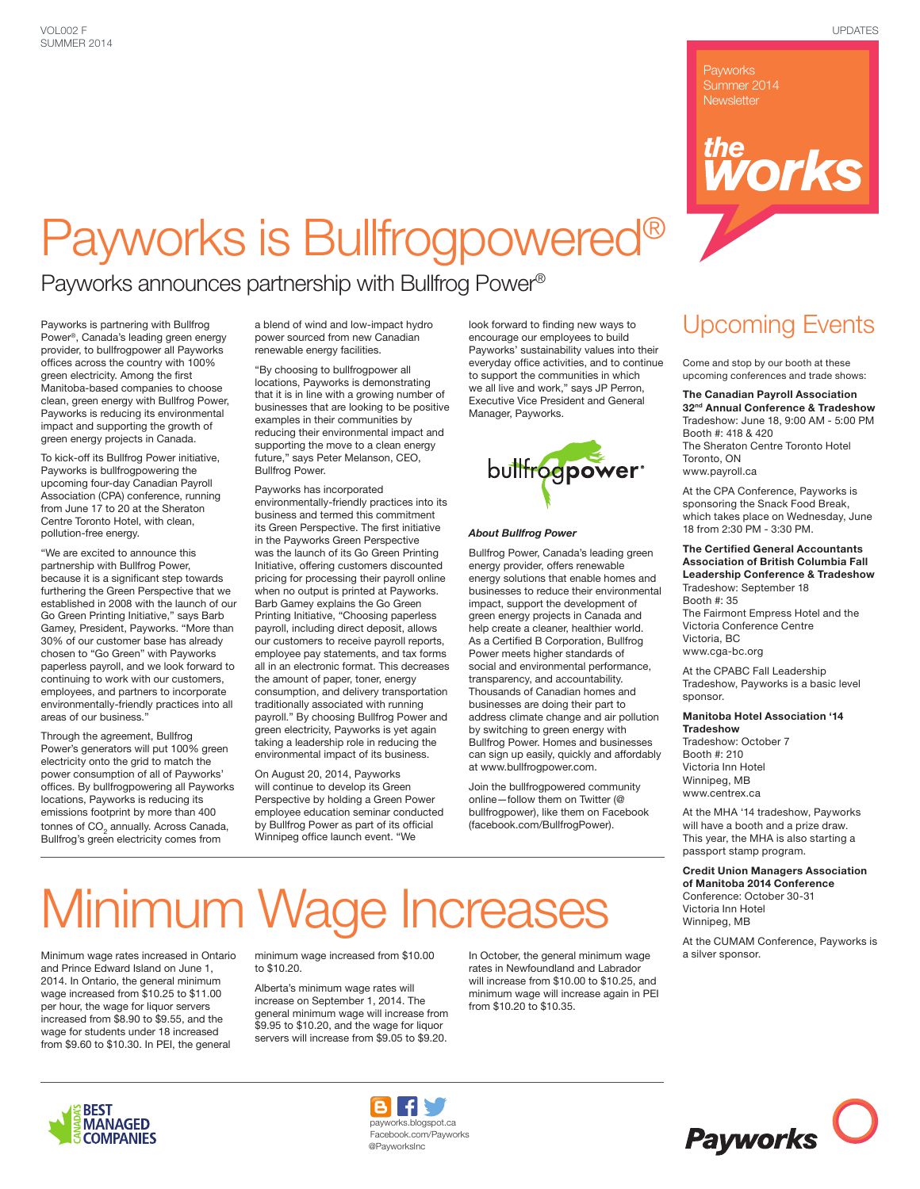VOL002 F
SUMMER 2014

UPDATES

Payworks Summer 2014 Newsletter

**the works**

# Payworks is Bullfrogpowered®

## Payworks announces partnership with Bullfrog Power®

Payworks is partnering with Bullfrog Power®, Canada's leading green energy provider, to bullfrogpower all Payworks offices across the country with 100% green electricity. Among the first Manitoba-based companies to choose clean, green energy with Bullfrog Power, Payworks is reducing its environmental impact and supporting the growth of green energy projects in Canada.

To kick-off its Bullfrog Power initiative, Payworks is bullfrogpowering the upcoming four-day Canadian Payroll Association (CPA) conference, running from June 17 to 20 at the Sheraton Centre Toronto Hotel, with clean, pollution-free energy.

"We are excited to announce this partnership with Bullfrog Power, because it is a significant step towards furthering the Green Perspective that we established in 2008 with the launch of our Go Green Printing Initiative," says Barb Gamey, President, Payworks. "More than 30% of our customer base has already chosen to "Go Green" with Payworks paperless payroll, and we look forward to continuing to work with our customers, employees, and partners to incorporate environmentally-friendly practices into all areas of our business."

Through the agreement, Bullfrog Power's generators will put 100% green electricity onto the grid to match the power consumption of all of Payworks' offices. By bullfrogpowering all Payworks locations, Payworks is reducing its emissions footprint by more than 400 tonnes of $CO_2$ annually. Across Canada, Bullfrog's green electricity comes from a blend of wind and low-impact hydro power sourced from new Canadian renewable energy facilities.

"By choosing to bullfrogpower all locations, Payworks is demonstrating that it is in line with a growing number of businesses that are looking to be positive examples in their communities by reducing their environmental impact and supporting the move to a clean energy future," says Peter Melanson, CEO, Bullfrog Power.

Payworks has incorporated environmentally-friendly practices into its business and termed this commitment its Green Perspective. The first initiative in the Payworks Green Perspective was the launch of its Go Green Printing Initiative, offering customers discounted pricing for processing their payroll online when no output is printed at Payworks. Barb Gamey explains the Go Green Printing Initiative, "Choosing paperless payroll, including direct deposit, allows our customers to receive payroll reports, employee pay statements, and tax forms all in an electronic format. This decreases the amount of paper, toner, energy consumption, and delivery transportation traditionally associated with running payroll." By choosing Bullfrog Power and green electricity, Payworks is yet again taking a leadership role in reducing the environmental impact of its business.

On August 20, 2014, Payworks will continue to develop its Green Perspective by holding a Green Power employee education seminar conducted by Bullfrog Power as part of its official Winnipeg office launch event. "We look forward to finding new ways to encourage our employees to build Payworks' sustainability values into their everyday office activities, and to continue to support the communities in which we all live and work," says JP Perron, Executive Vice President and General Manager, Payworks.

bullfrogpower

***About Bullfrog Power***

Bullfrog Power, Canada's leading green energy provider, offers renewable energy solutions that enable homes and businesses to reduce their environmental impact, support the development of green energy projects in Canada and help create a cleaner, healthier world. As a Certified B Corporation, Bullfrog Power meets higher standards of social and environmental performance, transparency, and accountability. Thousands of Canadian homes and businesses are doing their part to address climate change and air pollution by switching to green energy with Bullfrog Power. Homes and businesses can sign up easily, quickly and affordably at www.bullfrogpower.com.

Join the bullfrogpowered community online—follow them on Twitter (@bullfrogpower), like them on Facebook (facebook.com/BullfrogPower).

# Minimum Wage Increases

Minimum wage rates increased in Ontario and Prince Edward Island on June 1, 2014. In Ontario, the general minimum wage increased from $10.25 to $11.00 per hour, the wage for liquor servers increased from $8.90 to $9.55, and the wage for students under 18 increased from $9.60 to $10.30. In PEI, the general minimum wage increased from $10.00 to $10.20.

Alberta's minimum wage rates will increase on September 1, 2014. The general minimum wage will increase from $9.95 to $10.20, and the wage for liquor servers will increase from $9.05 to $9.20.

In October, the general minimum wage rates in Newfoundland and Labrador will increase from $10.00 to $10.25, and minimum wage will increase again in PEI from $10.20 to $10.35.

# Upcoming Events

Come and stop by our booth at these upcoming conferences and trade shows:

**The Canadian Payroll Association 32nd Annual Conference & Tradeshow**
Tradeshow: June 18, 9:00 AM - 5:00 PM
Booth #: 418 & 420
The Sheraton Centre Toronto Hotel
Toronto, ON
www.payroll.ca

At the CPA Conference, Payworks is sponsoring the Snack Food Break, which takes place on Wednesday, June 18 from 2:30 PM - 3:30 PM.

**The Certified General Accountants Association of British Columbia Fall Leadership Conference & Tradeshow**
Tradeshow: September 18
Booth #: 35
The Fairmont Empress Hotel and the Victoria Conference Centre
Victoria, BC
www.cga-bc.org

At the CPABC Fall Leadership Tradeshow, Payworks is a basic level sponsor.

**Manitoba Hotel Association '14 Tradeshow**
Tradeshow: October 7
Booth #: 210
Victoria Inn Hotel
Winnipeg, MB
www.centrex.ca

At the MHA '14 tradeshow, Payworks will have a booth and a prize draw. This year, the MHA is also starting a passport stamp program.

**Credit Union Managers Association of Manitoba 2014 Conference**
Conference: October 30-31
Victoria Inn Hotel
Winnipeg, MB

At the CUMAM Conference, Payworks is a silver sponsor.

CANADA'S BEST MANAGED COMPANIES

payworks.blogspot.ca
Facebook.com/Payworks
@PayworksInc

Payworks